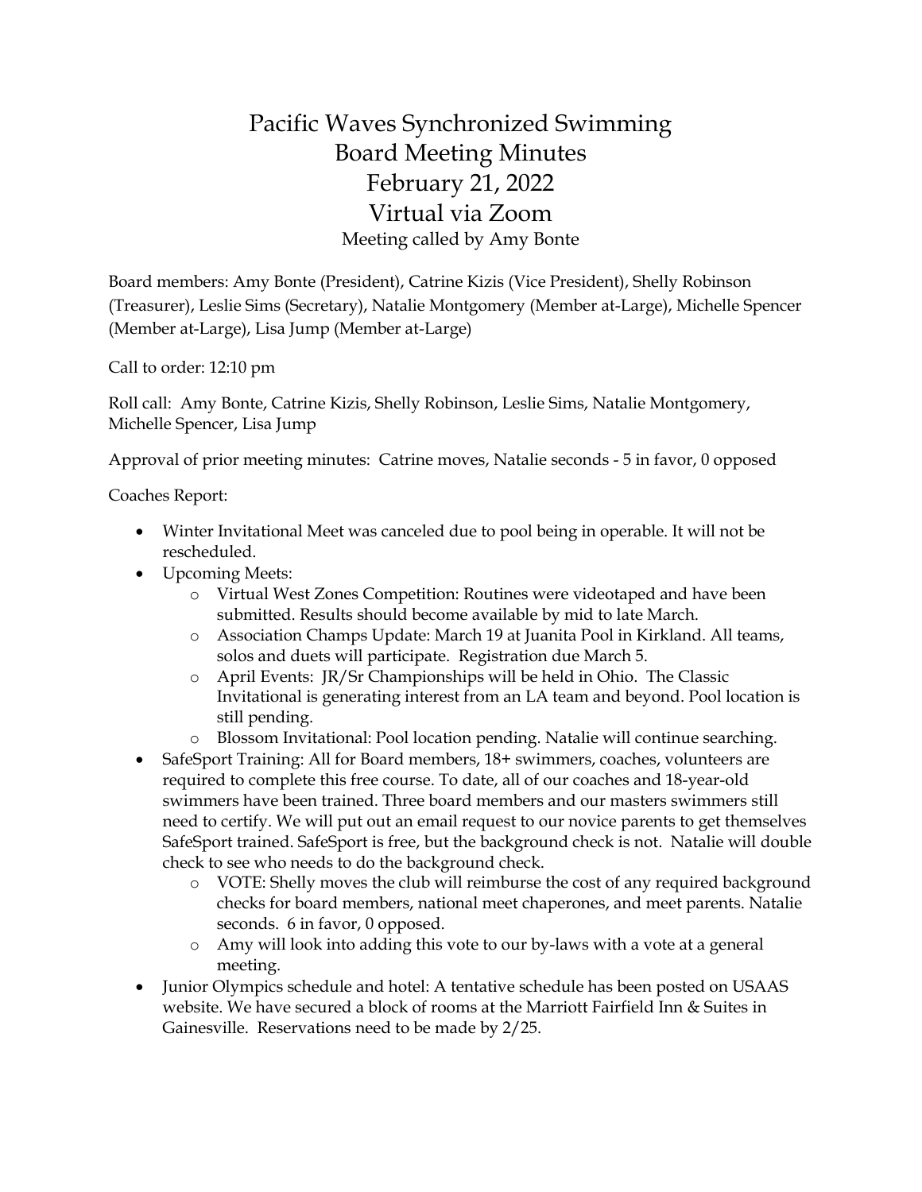# Pacific Waves Synchronized Swimming
# Board Meeting Minutes
# February 21, 2022
# Virtual via Zoom

Meeting called by Amy Bonte

Board members: Amy Bonte (President), Catrine Kizis (Vice President), Shelly Robinson (Treasurer), Leslie Sims (Secretary), Natalie Montgomery (Member at-Large), Michelle Spencer (Member at-Large), Lisa Jump (Member at-Large)

Call to order: 12:10 pm

Roll call: Amy Bonte, Catrine Kizis, Shelly Robinson, Leslie Sims, Natalie Montgomery, Michelle Spencer, Lisa Jump

Approval of prior meeting minutes: Catrine moves, Natalie seconds - 5 in favor, 0 opposed

Coaches Report:

- Winter Invitational Meet was canceled due to pool being in operable. It will not be rescheduled.
- Upcoming Meets:
  - Virtual West Zones Competition: Routines were videotaped and have been submitted. Results should become available by mid to late March.
  - Association Champs Update: March 19 at Juanita Pool in Kirkland. All teams, solos and duets will participate. Registration due March 5.
  - April Events: JR/Sr Championships will be held in Ohio. The Classic Invitational is generating interest from an LA team and beyond. Pool location is still pending.
  - Blossom Invitational: Pool location pending. Natalie will continue searching.
- SafeSport Training: All for Board members, 18+ swimmers, coaches, volunteers are required to complete this free course. To date, all of our coaches and 18-year-old swimmers have been trained. Three board members and our masters swimmers still need to certify. We will put out an email request to our novice parents to get themselves SafeSport trained. SafeSport is free, but the background check is not. Natalie will double check to see who needs to do the background check.
  - VOTE: Shelly moves the club will reimburse the cost of any required background checks for board members, national meet chaperones, and meet parents. Natalie seconds. 6 in favor, 0 opposed.
  - Amy will look into adding this vote to our by-laws with a vote at a general meeting.
- Junior Olympics schedule and hotel: A tentative schedule has been posted on USAAS website. We have secured a block of rooms at the Marriott Fairfield Inn & Suites in Gainesville. Reservations need to be made by 2/25.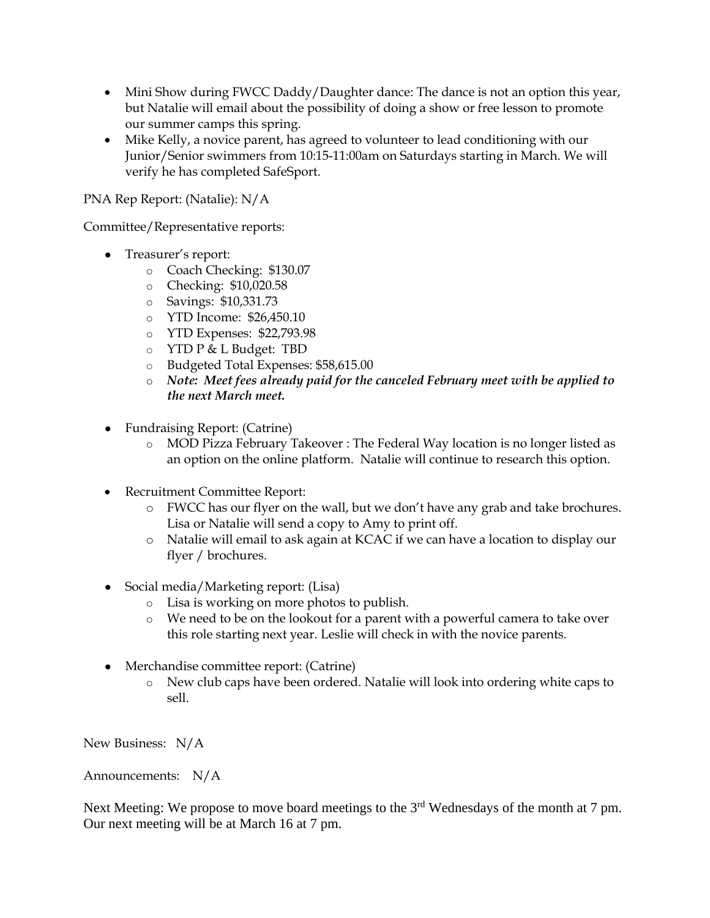- Mini Show during FWCC Daddy/Daughter dance: The dance is not an option this year, but Natalie will email about the possibility of doing a show or free lesson to promote our summer camps this spring.
- Mike Kelly, a novice parent, has agreed to volunteer to lead conditioning with our Junior/Senior swimmers from 10:15-11:00am on Saturdays starting in March. We will verify he has completed SafeSport.

PNA Rep Report: (Natalie): N/A

Committee/Representative reports:

- Treasurer's report:
  - Coach Checking: $130.07
  - Checking: $10,020.58
  - Savings: $10,331.73
  - YTD Income: $26,450.10
  - YTD Expenses: $22,793.98
  - YTD P & L Budget: TBD
  - Budgeted Total Expenses: $58,615.00
  - ***Note: Meet fees already paid for the canceled February meet with be applied to the next March meet.***
- Fundraising Report: (Catrine)
  - MOD Pizza February Takeover : The Federal Way location is no longer listed as an option on the online platform. Natalie will continue to research this option.
- Recruitment Committee Report:
  - FWCC has our flyer on the wall, but we don't have any grab and take brochures. Lisa or Natalie will send a copy to Amy to print off.
  - Natalie will email to ask again at KCAC if we can have a location to display our flyer / brochures.
- Social media/Marketing report: (Lisa)
  - Lisa is working on more photos to publish.
  - We need to be on the lookout for a parent with a powerful camera to take over this role starting next year. Leslie will check in with the novice parents.
- Merchandise committee report: (Catrine)
  - New club caps have been ordered. Natalie will look into ordering white caps to sell.

New Business: N/A

Announcements: N/A

Next Meeting: We propose to move board meetings to the 3rd Wednesdays of the month at 7 pm. Our next meeting will be at March 16 at 7 pm.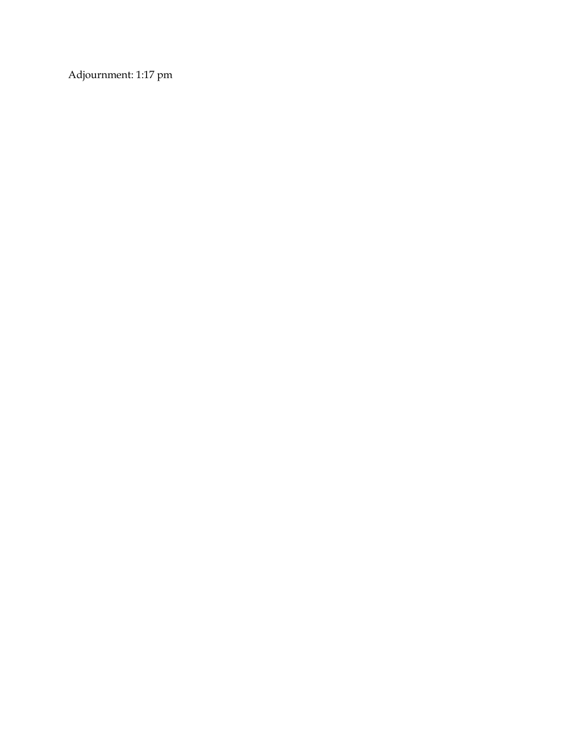Adjournment: 1:17 pm